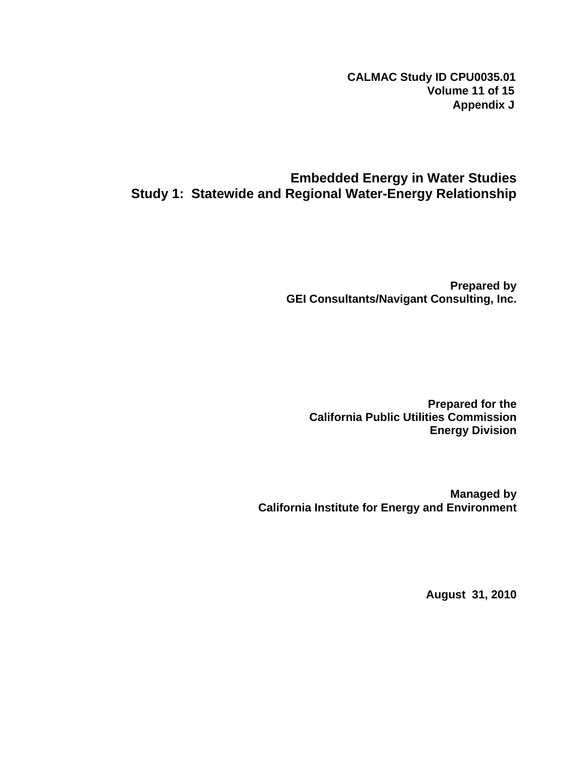**CALMAC Study ID CPU0035.01**
**Volume 11 of 15**
**Appendix J**

# Embedded Energy in Water Studies
# Study 1: Statewide and Regional Water-Energy Relationship

**Prepared by**
**GEI Consultants/Navigant Consulting, Inc.**

**Prepared for the**
**California Public Utilities Commission**
**Energy Division**

**Managed by**
**California Institute for Energy and Environment**

**August 31, 2010**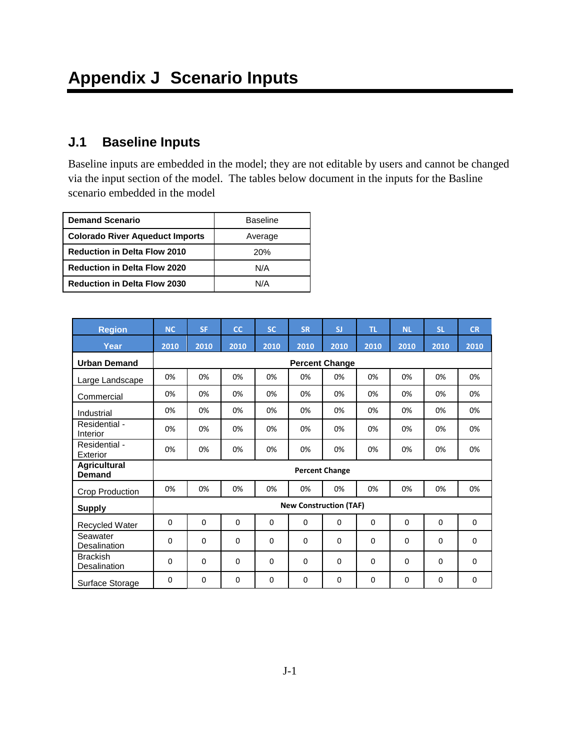# Appendix J  Scenario Inputs

## J.1  Baseline Inputs

Baseline inputs are embedded in the model; they are not editable by users and cannot be changed via the input section of the model.  The tables below document in the inputs for the Basline scenario embedded in the model

| **Demand Scenario** | Baseline |
|---|---|
| **Colorado River Aqueduct Imports** | Average |
| **Reduction in Delta Flow 2010** | 20% |
| **Reduction in Delta Flow 2020** | N/A |
| **Reduction in Delta Flow 2030** | N/A |

| Region | NC | SF | CC | SC | SR | SJ | TL | NL | SL | CR |
|---|---|---|---|---|---|---|---|---|---|---|
| **Year** | **2010** | **2010** | **2010** | **2010** | **2010** | **2010** | **2010** | **2010** | **2010** | **2010** |
| **Urban Demand** | **Percent Change** | | | | | | | | | |
| Large Landscape | 0% | 0% | 0% | 0% | 0% | 0% | 0% | 0% | 0% | 0% |
| Commercial | 0% | 0% | 0% | 0% | 0% | 0% | 0% | 0% | 0% | 0% |
| Industrial | 0% | 0% | 0% | 0% | 0% | 0% | 0% | 0% | 0% | 0% |
| Residential - Interior | 0% | 0% | 0% | 0% | 0% | 0% | 0% | 0% | 0% | 0% |
| Residential - Exterior | 0% | 0% | 0% | 0% | 0% | 0% | 0% | 0% | 0% | 0% |
| **Agricultural Demand** | **Percent Change** | | | | | | | | | |
| Crop Production | 0% | 0% | 0% | 0% | 0% | 0% | 0% | 0% | 0% | 0% |
| **Supply** | **New Construction (TAF)** | | | | | | | | | |
| Recycled Water | 0 | 0 | 0 | 0 | 0 | 0 | 0 | 0 | 0 | 0 |
| Seawater Desalination | 0 | 0 | 0 | 0 | 0 | 0 | 0 | 0 | 0 | 0 |
| Brackish Desalination | 0 | 0 | 0 | 0 | 0 | 0 | 0 | 0 | 0 | 0 |
| Surface Storage | 0 | 0 | 0 | 0 | 0 | 0 | 0 | 0 | 0 | 0 |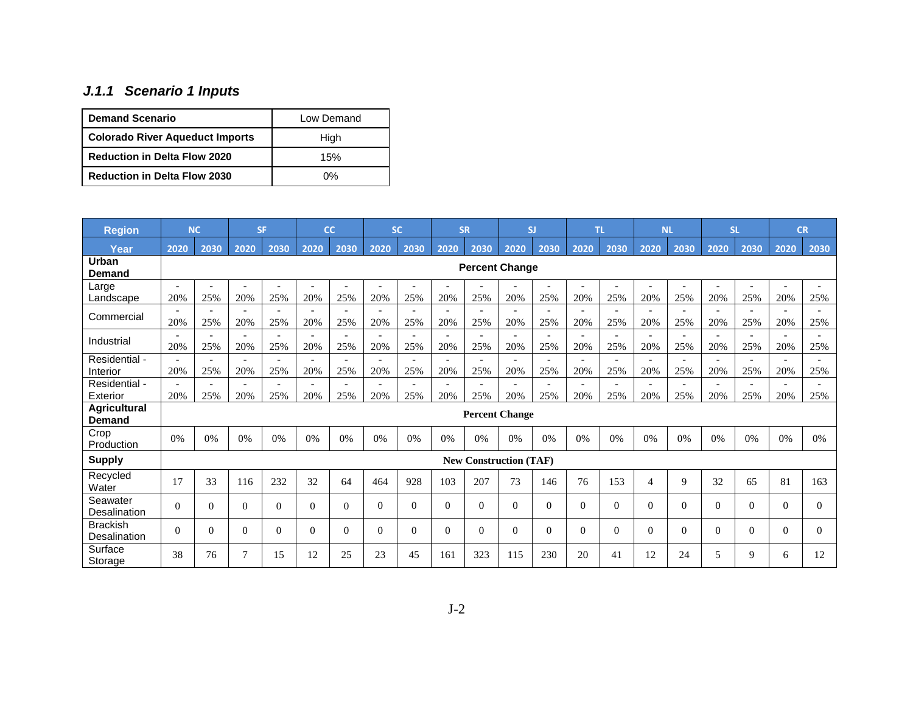### *J.1.1 Scenario 1 Inputs*

| Demand Scenario | Low Demand |
|---|---|
| **Colorado River Aqueduct Imports** | High |
| **Reduction in Delta Flow 2020** | 15% |
| **Reduction in Delta Flow 2030** | 0% |

| Region | NC | | SF | | CC | | SC | | SR | | SJ | | TL | | NL | | SL | | CR | |
|---|---|---|---|---|---|---|---|---|---|---|---|---|---|---|---|---|---|---|---|---|
| Year | 2020 | 2030 | 2020 | 2030 | 2020 | 2030 | 2020 | 2030 | 2020 | 2030 | 2020 | 2030 | 2020 | 2030 | 2020 | 2030 | 2020 | 2030 | 2020 | 2030 |
| **Urban Demand** | **Percent Change** | | | | | | | | | | | | | | | | | | | |
| Large Landscape | -20% | -25% | -20% | -25% | -20% | -25% | -20% | -25% | -20% | -25% | -20% | -25% | -20% | -25% | -20% | -25% | -20% | -25% | -20% | -25% |
| Commercial | -20% | -25% | -20% | -25% | -20% | -25% | -20% | -25% | -20% | -25% | -20% | -25% | -20% | -25% | -20% | -25% | -20% | -25% | -20% | -25% |
| Industrial | -20% | -25% | -20% | -25% | -20% | -25% | -20% | -25% | -20% | -25% | -20% | -25% | -20% | -25% | -20% | -25% | -20% | -25% | -20% | -25% |
| Residential - Interior | -20% | -25% | -20% | -25% | -20% | -25% | -20% | -25% | -20% | -25% | -20% | -25% | -20% | -25% | -20% | -25% | -20% | -25% | -20% | -25% |
| Residential - Exterior | -20% | -25% | -20% | -25% | -20% | -25% | -20% | -25% | -20% | -25% | -20% | -25% | -20% | -25% | -20% | -25% | -20% | -25% | -20% | -25% |
| **Agricultural Demand** | **Percent Change** | | | | | | | | | | | | | | | | | | | |
| Crop Production | 0% | 0% | 0% | 0% | 0% | 0% | 0% | 0% | 0% | 0% | 0% | 0% | 0% | 0% | 0% | 0% | 0% | 0% | 0% | 0% |
| **Supply** | **New Construction (TAF)** | | | | | | | | | | | | | | | | | | | |
| Recycled Water | 17 | 33 | 116 | 232 | 32 | 64 | 464 | 928 | 103 | 207 | 73 | 146 | 76 | 153 | 4 | 9 | 32 | 65 | 81 | 163 |
| Seawater Desalination | 0 | 0 | 0 | 0 | 0 | 0 | 0 | 0 | 0 | 0 | 0 | 0 | 0 | 0 | 0 | 0 | 0 | 0 | 0 | 0 |
| Brackish Desalination | 0 | 0 | 0 | 0 | 0 | 0 | 0 | 0 | 0 | 0 | 0 | 0 | 0 | 0 | 0 | 0 | 0 | 0 | 0 | 0 |
| Surface Storage | 38 | 76 | 7 | 15 | 12 | 25 | 23 | 45 | 161 | 323 | 115 | 230 | 20 | 41 | 12 | 24 | 5 | 9 | 6 | 12 |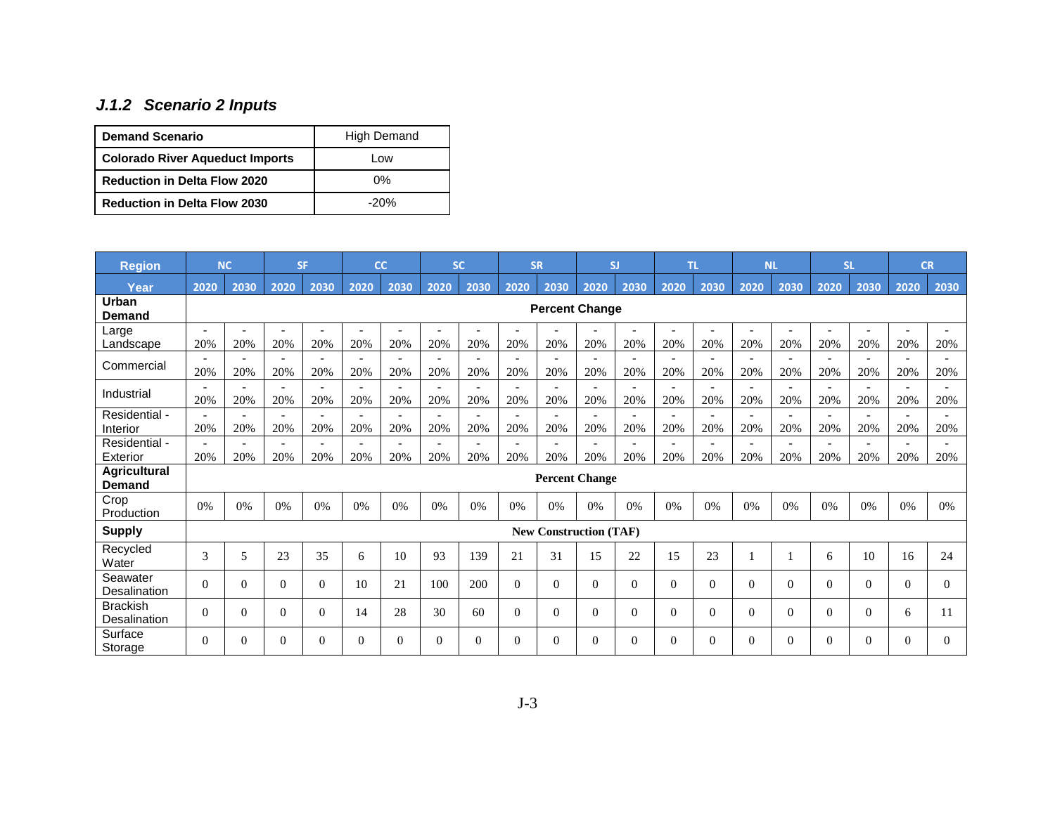### J.1.2 Scenario 2 Inputs

| | |
|---|---|
| **Demand Scenario** | High Demand |
| **Colorado River Aqueduct Imports** | Low |
| **Reduction in Delta Flow 2020** | 0% |
| **Reduction in Delta Flow 2030** | -20% |

| Region | NC | | SF | | CC | | SC | | SR | | SJ | | TL | | NL | | SL | | CR | |
|---|---|---|---|---|---|---|---|---|---|---|---|---|---|---|---|---|---|---|---|---|
| Year | 2020 | 2030 | 2020 | 2030 | 2020 | 2030 | 2020 | 2030 | 2020 | 2030 | 2020 | 2030 | 2020 | 2030 | 2020 | 2030 | 2020 | 2030 | 2020 | 2030 |
| **Urban Demand** | **Percent Change** | | | | | | | | | | | | | | | | | | | |
| Large Landscape | -20% | -20% | -20% | -20% | -20% | -20% | -20% | -20% | -20% | -20% | -20% | -20% | -20% | -20% | -20% | -20% | -20% | -20% | -20% | -20% |
| Commercial | -20% | -20% | -20% | -20% | -20% | -20% | -20% | -20% | -20% | -20% | -20% | -20% | -20% | -20% | -20% | -20% | -20% | -20% | -20% | -20% |
| Industrial | -20% | -20% | -20% | -20% | -20% | -20% | -20% | -20% | -20% | -20% | -20% | -20% | -20% | -20% | -20% | -20% | -20% | -20% | -20% | -20% |
| Residential - Interior | -20% | -20% | -20% | -20% | -20% | -20% | -20% | -20% | -20% | -20% | -20% | -20% | -20% | -20% | -20% | -20% | -20% | -20% | -20% | -20% |
| Residential - Exterior | -20% | -20% | -20% | -20% | -20% | -20% | -20% | -20% | -20% | -20% | -20% | -20% | -20% | -20% | -20% | -20% | -20% | -20% | -20% | -20% |
| **Agricultural Demand** | **Percent Change** | | | | | | | | | | | | | | | | | | | |
| Crop Production | 0% | 0% | 0% | 0% | 0% | 0% | 0% | 0% | 0% | 0% | 0% | 0% | 0% | 0% | 0% | 0% | 0% | 0% | 0% | 0% |
| **Supply** | **New Construction (TAF)** | | | | | | | | | | | | | | | | | | | |
| Recycled Water | 3 | 5 | 23 | 35 | 6 | 10 | 93 | 139 | 21 | 31 | 15 | 22 | 15 | 23 | 1 | 1 | 6 | 10 | 16 | 24 |
| Seawater Desalination | 0 | 0 | 0 | 0 | 10 | 21 | 100 | 200 | 0 | 0 | 0 | 0 | 0 | 0 | 0 | 0 | 0 | 0 | 0 | 0 |
| Brackish Desalination | 0 | 0 | 0 | 0 | 14 | 28 | 30 | 60 | 0 | 0 | 0 | 0 | 0 | 0 | 0 | 0 | 0 | 0 | 6 | 11 |
| Surface Storage | 0 | 0 | 0 | 0 | 0 | 0 | 0 | 0 | 0 | 0 | 0 | 0 | 0 | 0 | 0 | 0 | 0 | 0 | 0 | 0 |